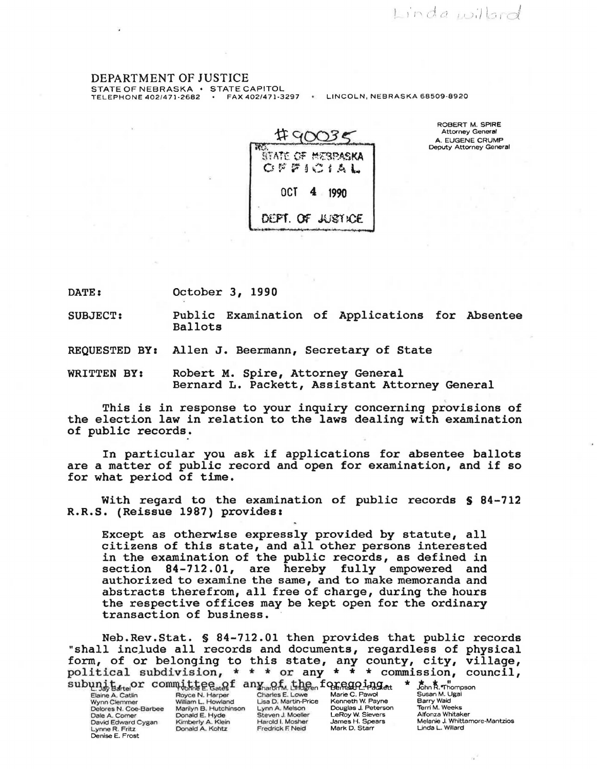Linda Willard

DEPARTMENT OF JUSTICE
STATE OF NEBRASKA • STATE CAPITOL
TELEPHONE 402/471-2682 • FAX 402/471-3297 • LINCOLN, NEBRASKA 68509-8920

#90035
STATE OF NEBRASKA
OFFICIAL
OCT 4 1990
DEPT. OF JUSTICE

ROBERT M. SPIRE
Attorney General
A. EUGENE CRUMP
Deputy Attorney General

DATE: October 3, 1990

SUBJECT: Public Examination of Applications for Absentee Ballots

REQUESTED BY: Allen J. Beermann, Secretary of State

WRITTEN BY: Robert M. Spire, Attorney General
Bernard L. Packett, Assistant Attorney General

This is in response to your inquiry concerning provisions of the election law in relation to the laws dealing with examination of public records.

In particular you ask if applications for absentee ballots are a matter of public record and open for examination, and if so for what period of time.

With regard to the examination of public records § 84-712 R.R.S. (Reissue 1987) provides:

> Except as otherwise expressly provided by statute, all citizens of this state, and all other persons interested in the examination of the public records, as defined in section 84-712.01, are hereby fully empowered and authorized to examine the same, and to make memoranda and abstracts therefrom, all free of charge, during the hours the respective offices may be kept open for the ordinary transaction of business.

Neb.Rev.Stat. § 84-712.01 then provides that public records "shall include all records and documents, regardless of physical form, of or belonging to this state, any county, city, village, political subdivision, * * * or any * * * commission, council, subunit, or committee of any of the foregoing. * * *."

L. Jay Bartel, Elaine A. Catlin, Wynn Clemmer, Delores N. Coe-Barbee, Dale A. Comer, David Edward Cygan, Lynne R. Fritz, Denise E. Frost, Yvonne E. Gates, Royce N. Harper, William L. Howland, Marilyn B. Hutchinson, Donald E. Hyde, Kimberly A. Klein, Donald A. Kohtz, Sharon M. Lindgren, Charles E. Lowe, Lisa D. Martin-Price, Lynn A. Melson, Steven J. Moeller, Harold I. Mosher, Fredrick F. Neid, Bernard L. Packett, Marie C. Pawol, Kenneth W. Payne, Douglas J. Peterson, LeRoy W. Sievers, James H. Spears, Mark D. Starr, John R. Thompson, Susan M. Ugai, Barry Waid, Terri M. Weeks, Alfonza Whitaker, Melanie J. Whittamore-Mantzios, Linda L. Willard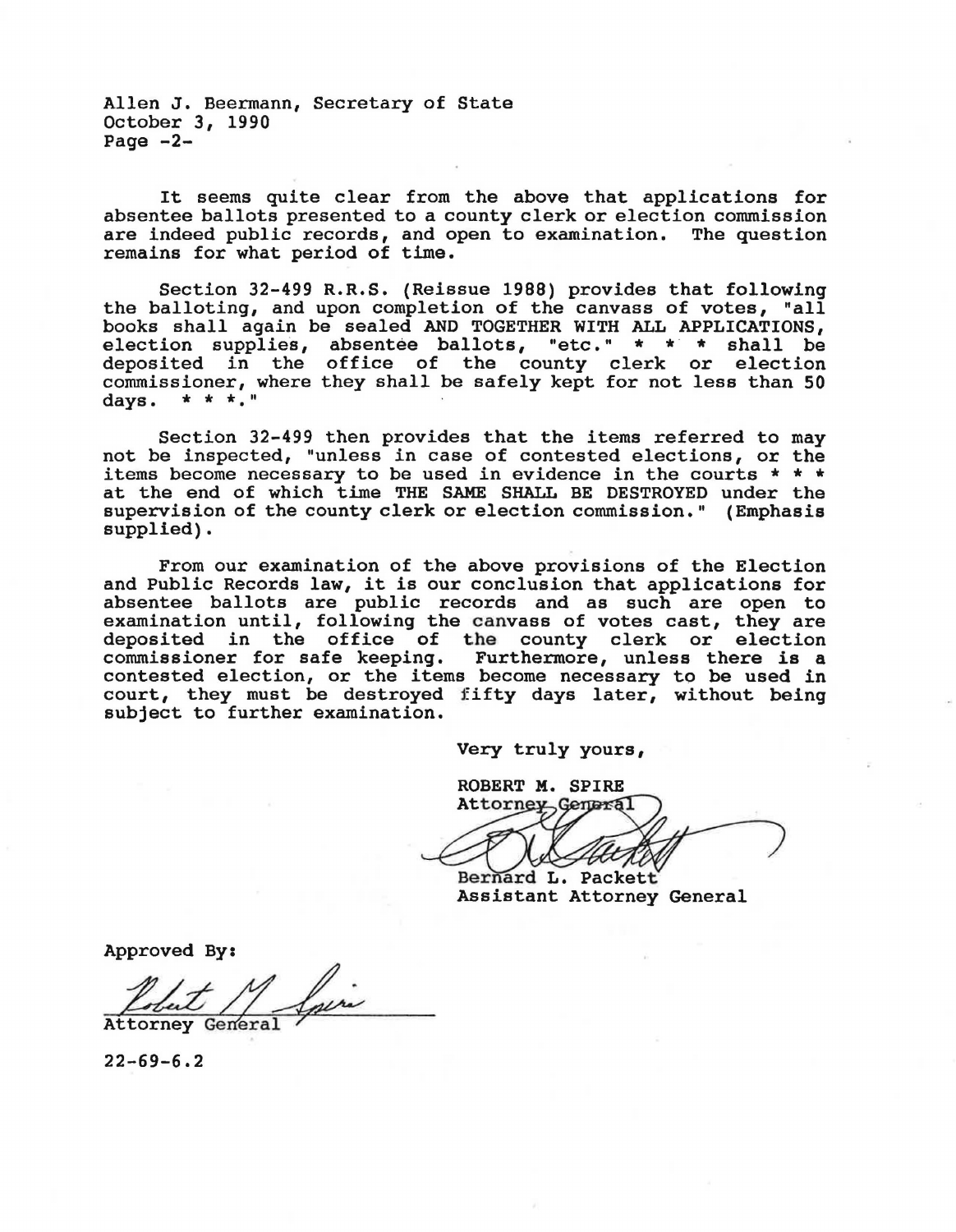Allen J. Beermann, Secretary of State
October 3, 1990
Page -2-

It seems quite clear from the above that applications for absentee ballots presented to a county clerk or election commission are indeed public records, and open to examination. The question remains for what period of time.

Section 32-499 R.R.S. (Reissue 1988) provides that following the balloting, and upon completion of the canvass of votes, "all books shall again be sealed AND TOGETHER WITH ALL APPLICATIONS, election supplies, absentee ballots, "etc." * * * shall be deposited in the office of the county clerk or election commissioner, where they shall be safely kept for not less than 50 days. * * *."

Section 32-499 then provides that the items referred to may not be inspected, "unless in case of contested elections, or the items become necessary to be used in evidence in the courts * * * at the end of which time THE SAME SHALL BE DESTROYED under the supervision of the county clerk or election commission." (Emphasis supplied).

From our examination of the above provisions of the Election and Public Records law, it is our conclusion that applications for absentee ballots are public records and as such are open to examination until, following the canvass of votes cast, they are deposited in the office of the county clerk or election commissioner for safe keeping. Furthermore, unless there is a contested election, or the items become necessary to be used in court, they must be destroyed fifty days later, without being subject to further examination.

Very truly yours,

ROBERT M. SPIRE
Attorney General

Bernard L. Packett
Assistant Attorney General

Approved By:

Attorney General

22-69-6.2